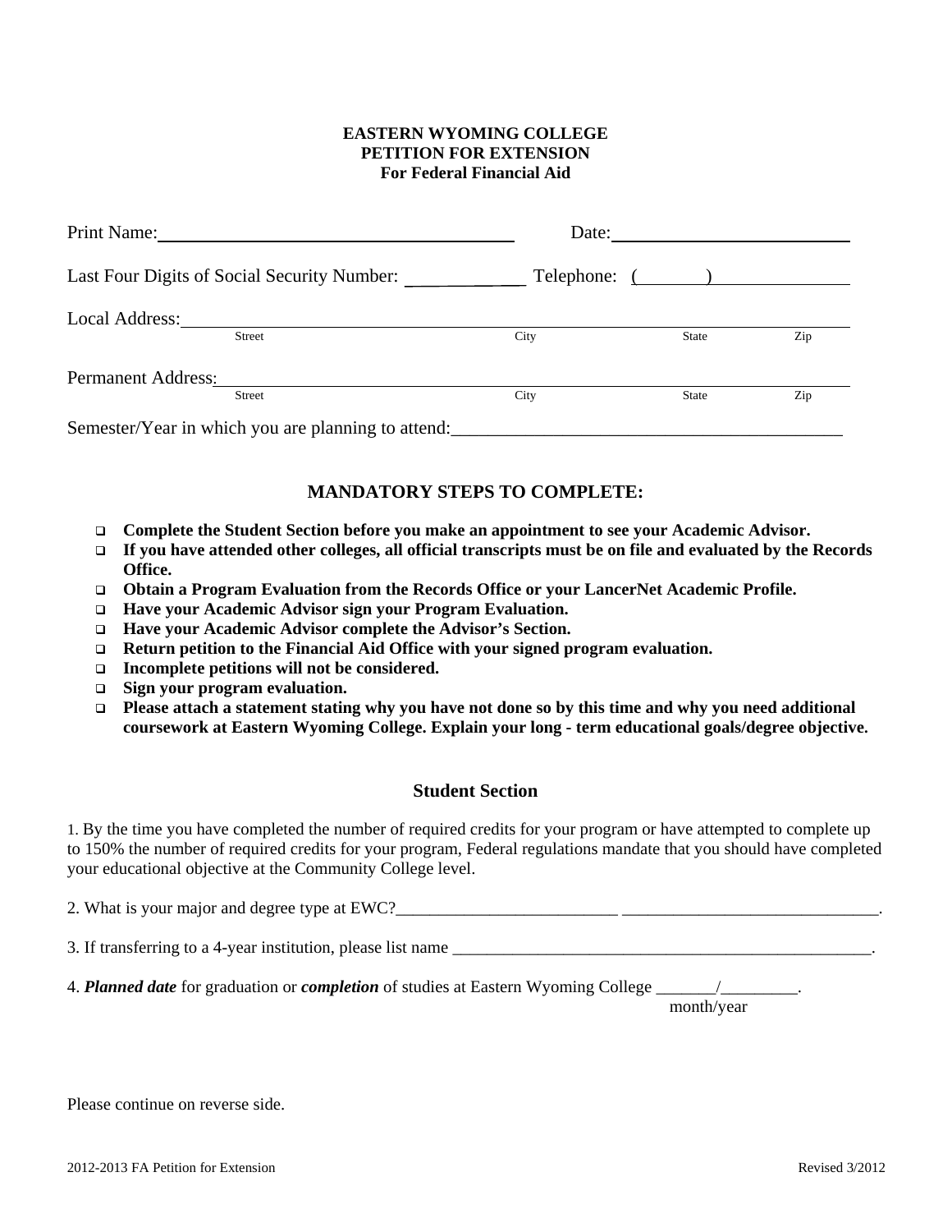**EASTERN WYOMING COLLEGE**
**PETITION FOR EXTENSION**
**For Federal Financial Aid**

Print Name:________________________________________ Date:____________________________

Last Four Digits of Social Security Number: _____________ Telephone: (_______)______________

Local Address:________________________________________________________________________
Street City State Zip

Permanent Address:____________________________________________________________________
Street City State Zip

Semester/Year in which you are planning to attend:___________________________________________

## MANDATORY STEPS TO COMPLETE:

- **Complete the Student Section before you make an appointment to see your Academic Advisor.**
- **If you have attended other colleges, all official transcripts must be on file and evaluated by the Records Office.**
- **Obtain a Program Evaluation from the Records Office or your LancerNet Academic Profile.**
- **Have your Academic Advisor sign your Program Evaluation.**
- **Have your Academic Advisor complete the Advisor's Section.**
- **Return petition to the Financial Aid Office with your signed program evaluation.**
- **Incomplete petitions will not be considered.**
- **Sign your program evaluation.**
- **Please attach a statement stating why you have not done so by this time and why you need additional coursework at Eastern Wyoming College. Explain your long - term educational goals/degree objective.**

## Student Section

1. By the time you have completed the number of required credits for your program or have attempted to complete up to 150% the number of required credits for your program, Federal regulations mandate that you should have completed your educational objective at the Community College level.

2. What is your major and degree type at EWC?__________________________ ______________________________.

3. If transferring to a 4-year institution, please list name __________________________________________________.

4. ***Planned date*** for graduation or ***completion*** of studies at Eastern Wyoming College _______/_________.
month/year

Please continue on reverse side.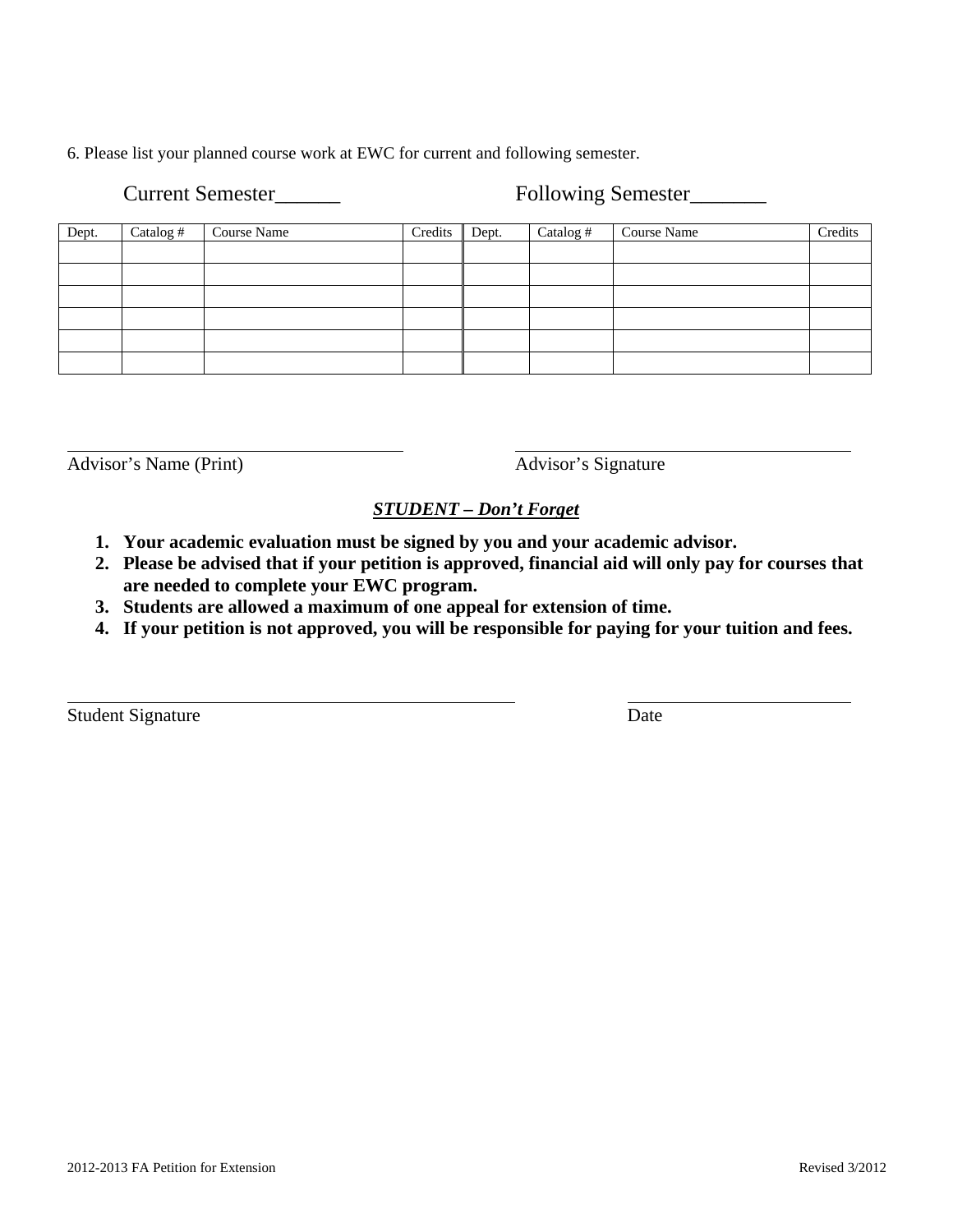6. Please list your planned course work at EWC for current and following semester.

Current Semester______ Following Semester_______

| Dept. | Catalog # | Course Name | Credits | Dept. | Catalog # | Course Name | Credits |
|---|---|---|---|---|---|---|---|
| | | | | | | | |
| | | | | | | | |
| | | | | | | | |
| | | | | | | | |
| | | | | | | | |
| | | | | | | | |

______________________________ Advisor's Name (Print)

______________________________ Advisor's Signature

***STUDENT – Don't Forget***

1. **Your academic evaluation must be signed by you and your academic advisor.**
2. **Please be advised that if your petition is approved, financial aid will only pay for courses that are needed to complete your EWC program.**
3. **Students are allowed a maximum of one appeal for extension of time.**
4. **If your petition is not approved, you will be responsible for paying for your tuition and fees.**

______________________________ Student Signature

______________________________ Date

2012-2013 FA Petition for Extension Revised 3/2012